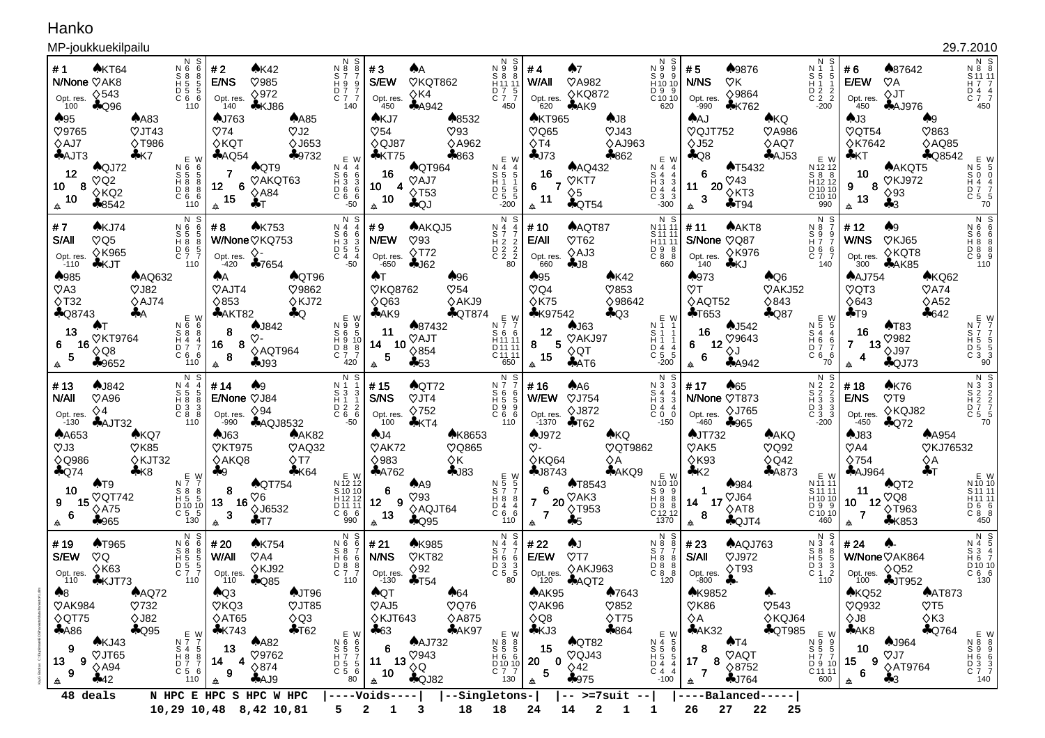# Hanko

MP-joukkuekilpailu — 29.7.2010

## # 1 — N/None

| | ♠ | ♥ | ♦ | ♣ | HCP |
|---|---|---|---|---|---|
| North | KT64 | AK8 | 543 | Q96 | 12 |
| West | 95 | 9765 | AJ7 | AJT3 | 10 |
| East | A83 | JT43 | T986 | K7 | 8 |
| South | QJ72 | Q2 | KQ2 | 8542 | 10 |

Opt. res. 100

| | N | S | | E | W |
|---|---|---|---|---|---|
| N | 6 | 6 | N | 6 | 6 |
| S | 8 | 8 | S | 5 | 5 |
| H | 5 | 5 | H | 8 | 8 |
| D | 5 | 5 | D | 8 | 8 |
| C | 6 | 6 | C | 6 | 6 |
| | 110 | | | 110 | |

## # 2 — E/NS

| | ♠ | ♥ | ♦ | ♣ | HCP |
|---|---|---|---|---|---|
| North | K42 | 985 | 972 | KJ86 | 7 |
| West | J763 | 74 | KQT | AQ54 | 12 |
| East | A85 | J2 | J653 | 9732 | 6 |
| South | QT9 | AKQT63 | A84 | T | 15 |

Opt. res. 140

| | N | S | | E | W |
|---|---|---|---|---|---|
| N | 8 | 8 | N | 4 | 4 |
| S | 7 | 7 | S | 6 | 6 |
| H | 9 | 9 | H | 3 | 3 |
| D | 7 | 7 | D | 6 | 6 |
| C | 7 | 7 | C | 6 | 6 |
| | 140 | | | -50 | |

## # 3 — S/EW

| | ♠ | ♥ | ♦ | ♣ | HCP |
|---|---|---|---|---|---|
| North | A | KQT862 | K4 | A942 | 16 |
| West | KJ7 | 54 | QJ87 | KT75 | 10 |
| East | 8532 | 93 | A962 | 863 | 4 |
| South | QT964 | AJ7 | T53 | QJ | 10 |

Opt. res. 450

| | N | S | | E | W |
|---|---|---|---|---|---|
| N | 9 | 9 | N | 4 | 4 |
| S | 8 | 8 | S | 5 | 5 |
| H | 11 | 11 | H | 1 | 1 |
| D | 7 | 5 | D | 5 | 5 |
| C | 7 | 7 | C | 5 | 5 |
| | 450 | | | -200 | |

## # 4 — W/All

| | ♠ | ♥ | ♦ | ♣ | HCP |
|---|---|---|---|---|---|
| North | 7 | A982 | KQ872 | AK9 | 16 |
| West | KT965 | Q65 | T4 | J73 | 6 |
| East | J8 | J43 | AJ963 | 862 | 7 |
| South | AQ432 | KT7 | 5 | QT54 | 11 |

Opt. res. 620

| | N | S | | E | W |
|---|---|---|---|---|---|
| N | 9 | 9 | N | 4 | 4 |
| S | 9 | 9 | S | 4 | 4 |
| H | 10 | 10 | H | 3 | 3 |
| D | 9 | 9 | D | 4 | 4 |
| C | 10 | 10 | C | 3 | 3 |
| | 620 | | | -300 | |

## # 5 — N/NS

| | ♠ | ♥ | ♦ | ♣ | HCP |
|---|---|---|---|---|---|
| North | 9876 | K | 9864 | K762 | 6 |
| West | AJ | QJT752 | J52 | Q8 | 11 |
| East | KQ | A986 | AQ7 | AJ53 | 20 |
| South | T5432 | 43 | KT3 | T94 | 3 |

Opt. res. -990

| | N | S | | E | W |
|---|---|---|---|---|---|
| N | 1 | 1 | N | 12 | 12 |
| S | 5 | 5 | S | 8 | 8 |
| H | 1 | 1 | H | 12 | 12 |
| D | 2 | 2 | D | 10 | 10 |
| C | 2 | 2 | C | 10 | 10 |
| | -200 | | | 990 | |

## # 6 — E/EW

| | ♠ | ♥ | ♦ | ♣ | HCP |
|---|---|---|---|---|---|
| North | 87642 | A | JT | AJ976 | 10 |
| West | J3 | QT54 | K7642 | KT | 9 |
| East | 9 | 863 | AQ85 | Q8542 | 8 |
| South | AKQT5 | KJ972 | 93 | 3 | 13 |

Opt. res. 450

| | N | S | | E | W |
|---|---|---|---|---|---|
| N | 8 | 8 | N | 5 | 5 |
| S | 11 | 11 | S | 0 | 0 |
| H | 7 | 7 | H | 4 | 4 |
| D | 4 | 4 | D | 7 | 7 |
| C | 7 | 7 | C | 5 | 5 |
| | 450 | | | 70 | |

## # 7 — S/All

| | ♠ | ♥ | ♦ | ♣ | HCP |
|---|---|---|---|---|---|
| North | KJ74 | Q5 | K965 | KJT | 13 |
| West | 985 | A3 | T32 | Q8743 | 6 |
| East | AQ632 | J82 | AJ74 | A | 16 |
| South | T | KT9764 | Q8 | 9652 | 5 |

Opt. res. -110

| | N | S | | E | W |
|---|---|---|---|---|---|
| N | 6 | 6 | N | 6 | 6 |
| S | 5 | 5 | S | 8 | 8 |
| H | 8 | 8 | H | 4 | 4 |
| D | 6 | 5 | D | 7 | 7 |
| C | 7 | 7 | C | 6 | 6 |
| | 110 | | | 110 | |

## # 8 — W/None

| | ♠ | ♥ | ♦ | ♣ | HCP |
|---|---|---|---|---|---|
| North | K753 | KQ753 | - | 7654 | 8 |
| West | A | AJT4 | 853 | AKT82 | 16 |
| East | QT96 | 9862 | KJ72 | Q | 8 |
| South | J842 | - | AQT964 | J93 | 8 |

Opt. res. -420

| | N | S | | E | W |
|---|---|---|---|---|---|
| N | 4 | 4 | N | 9 | 9 |
| S | 6 | 6 | S | 6 | 5 |
| H | 3 | 3 | H | 9 | 10 |
| D | 5 | 5 | D | 8 | 8 |
| C | 4 | 4 | C | 7 | 7 |
| | -50 | | | 420 | |

## # 9 — N/EW

| | ♠ | ♥ | ♦ | ♣ | HCP |
|---|---|---|---|---|---|
| North | AKQJ5 | 93 | T72 | J62 | 11 |
| West | T | KQ8762 | Q63 | AK9 | 14 |
| East | 96 | 54 | AKJ9 | QT874 | 10 |
| South | 87432 | AJT | 854 | 53 | 5 |

Opt. res. -650

| | N | S | | E | W |
|---|---|---|---|---|---|
| N | 4 | 4 | N | 7 | 7 |
| S | 7 | 7 | S | 6 | 6 |
| H | 2 | 2 | H | 11 | 11 |
| D | 2 | 2 | D | 11 | 11 |
| C | 2 | 2 | C | 11 | 11 |
| | 80 | | | 650 | |

## # 10 — E/All

| | ♠ | ♥ | ♦ | ♣ | HCP |
|---|---|---|---|---|---|
| North | AQT87 | T62 | AJ3 | J8 | 12 |
| West | 95 | Q4 | K75 | K97542 | 8 |
| East | K42 | 853 | 98642 | Q3 | 5 |
| South | J63 | AKJ97 | QT | AT6 | 15 |

Opt. res. 660

| | N | S | | E | W |
|---|---|---|---|---|---|
| N | 11 | 11 | N | 1 | 1 |
| S | 11 | 11 | S | 1 | 1 |
| H | 11 | 11 | H | 1 | 1 |
| D | 9 | 8 | D | 4 | 4 |
| C | 8 | 8 | C | 5 | 5 |
| | 660 | | | -200 | |

## # 11 — S/None

| | ♠ | ♥ | ♦ | ♣ | HCP |
|---|---|---|---|---|---|
| North | AKT8 | Q87 | K976 | KJ | 16 |
| West | 973 | T | AQT52 | T653 | 6 |
| East | Q6 | AKJ52 | 843 | Q87 | 12 |
| South | J542 | 9643 | J | A942 | 6 |

Opt. res. 140

| | N | S | | E | W |
|---|---|---|---|---|---|
| N | 8 | 7 | N | 5 | 5 |
| S | 9 | 9 | S | 4 | 4 |
| H | 7 | 7 | H | 6 | 6 |
| D | 6 | 6 | D | 7 | 7 |
| C | 7 | 7 | C | 6 | 6 |
| | 140 | | | 70 | |

## # 12 — W/NS

| | ♠ | ♥ | ♦ | ♣ | HCP |
|---|---|---|---|---|---|
| North | 9 | KJ65 | KQT8 | AK85 | 16 |
| West | AJ754 | QT3 | 643 | T9 | 7 |
| East | KQ62 | A74 | A52 | 642 | 13 |
| South | T83 | 982 | J97 | QJ73 | 4 |

Opt. res. 300

| | N | S | | E | W |
|---|---|---|---|---|---|
| N | 6 | 6 | N | 7 | 7 |
| S | 6 | 6 | S | 7 | 7 |
| H | 8 | 8 | H | 5 | 5 |
| D | 8 | 8 | D | 5 | 5 |
| C | 9 | 9 | C | 3 | 3 |
| | 110 | | | 90 | |

## # 13 — N/All

| | ♠ | ♥ | ♦ | ♣ | HCP |
|---|---|---|---|---|---|
| North | J842 | A96 | 4 | AJT32 | 10 |
| West | A653 | J3 | Q986 | Q74 | 9 |
| East | KQ7 | K85 | KJT32 | K8 | 15 |
| South | T9 | QT742 | A75 | 965 | 6 |

Opt. res. -130

| | N | S | | E | W |
|---|---|---|---|---|---|
| N | 4 | 4 | N | 7 | 7 |
| S | 5 | 5 | S | 8 | 8 |
| H | 8 | 8 | H | 5 | 5 |
| D | 3 | 3 | D | 10 | 10 |
| C | 8 | 8 | C | 5 | 5 |
| | 110 | | | 130 | |

## # 14 — E/None

| | ♠ | ♥ | ♦ | ♣ | HCP |
|---|---|---|---|---|---|
| North | 9 | J84 | 94 | AQJ8532 | 8 |
| West | J63 | KT975 | AKQ8 | 9 | 13 |
| East | AK82 | AQ32 | T7 | K64 | 16 |
| South | QT754 | 6 | J6532 | T7 | 3 |

Opt. res. -990

| | N | S | | E | W |
|---|---|---|---|---|---|
| N | 1 | 1 | N | 12 | 12 |
| S | 3 | 3 | S | 10 | 10 |
| H | 1 | 1 | H | 12 | 12 |
| D | 2 | 2 | D | 11 | 11 |
| C | 6 | 6 | C | 6 | 6 |
| | -50 | | | 990 | |

## # 15 — S/NS

| | ♠ | ♥ | ♦ | ♣ | HCP |
|---|---|---|---|---|---|
| North | QT72 | JT4 | 752 | KT4 | 6 |
| West | J4 | AK72 | 983 | A762 | 12 |
| East | K8653 | Q865 | K | J83 | 9 |
| South | A9 | 93 | AQJT64 | Q95 | 13 |

Opt. res. 100

| | N | S | | E | W |
|---|---|---|---|---|---|
| N | 7 | 7 | N | 5 | 5 |
| S | 6 | 6 | S | 7 | 7 |
| H | 5 | 5 | H | 8 | 8 |
| D | 9 | 9 | D | 4 | 4 |
| C | 6 | 6 | C | 6 | 6 |
| | 110 | | | 110 | |

## # 16 — W/EW

| | ♠ | ♥ | ♦ | ♣ | HCP |
|---|---|---|---|---|---|
| North | A6 | J754 | J872 | T62 | 6 |
| West | J972 | - | KQ64 | J8743 | 7 |
| East | KQ | QT9862 | A | AKQ9 | 20 |
| South | T8543 | AK3 | T953 | 5 | 7 |

Opt. res. -1370

| | N | S | | E | W |
|---|---|---|---|---|---|
| N | 3 | 3 | N | 10 | 10 |
| S | 4 | 4 | S | 9 | 9 |
| H | 3 | 3 | H | 8 | 8 |
| D | 4 | 4 | D | 8 | 8 |
| C | 0 | 0 | C | 12 | 12 |
| | -150 | | | 1370 | |

## # 17 — N/None

| | ♠ | ♥ | ♦ | ♣ | HCP |
|---|---|---|---|---|---|
| North | 65 | T873 | J765 | 965 | 1 |
| West | JT732 | AK5 | K93 | K2 | 14 |
| East | AKQ | Q92 | Q42 | A873 | 17 |
| South | 984 | J64 | AT8 | QJT4 | 8 |

Opt. res. -460

| | N | S | | E | W |
|---|---|---|---|---|---|
| N | 2 | 2 | N | 11 | 11 |
| S | 2 | 2 | S | 11 | 11 |
| H | 3 | 3 | H | 10 | 10 |
| D | 3 | 3 | D | 9 | 9 |
| C | 3 | 3 | C | 10 | 10 |
| | -200 | | | 460 | |

## # 18 — E/NS

| | ♠ | ♥ | ♦ | ♣ | HCP |
|---|---|---|---|---|---|
| North | K76 | T9 | KQJ82 | Q72 | 11 |
| West | J83 | A4 | 754 | AJ964 | 10 |
| East | A954 | KJ76532 | A | T | 12 |
| South | QT2 | Q8 | T963 | K853 | 7 |

Opt. res. -450

| | N | S | | E | W |
|---|---|---|---|---|---|
| N | 3 | 3 | N | 10 | 10 |
| S | 2 | 2 | S | 11 | 11 |
| H | 2 | 2 | H | 11 | 11 |
| D | 7 | 7 | D | 6 | 6 |
| C | 5 | 5 | C | 8 | 8 |
| | 70 | | | 450 | |

## # 19 — S/EW

| | ♠ | ♥ | ♦ | ♣ | HCP |
|---|---|---|---|---|---|
| North | T965 | Q | K63 | KJT73 | 9 |
| West | 8 | AK984 | QT75 | A86 | 13 |
| East | AQ72 | 732 | J82 | Q95 | 9 |
| South | KJ43 | JT65 | A94 | 42 | 9 |

Opt. res. 110

| | N | S | | E | W |
|---|---|---|---|---|---|
| N | 6 | 6 | N | 7 | 7 |
| S | 8 | 8 | S | 4 | 5 |
| H | 5 | 5 | H | 8 | 8 |
| D | 5 | 5 | D | 7 | 7 |
| C | 7 | 7 | C | 5 | 6 |
| | 110 | | | 110 | |

## # 20 — W/All

| | ♠ | ♥ | ♦ | ♣ | HCP |
|---|---|---|---|---|---|
| North | K754 | A4 | KJ92 | Q85 | 13 |
| West | Q3 | KQ3 | AT65 | K743 | 14 |
| East | JT96 | JT85 | Q3 | T62 | 4 |
| South | A82 | 9762 | 874 | AJ9 | 9 |

Opt. res. 110

| | N | S | | E | W |
|---|---|---|---|---|---|
| N | 6 | 6 | N | 6 | 6 |
| S | 8 | 7 | S | 5 | 5 |
| H | 6 | 6 | H | 7 | 7 |
| D | 8 | 8 | D | 5 | 5 |
| C | 7 | 7 | C | 5 | 6 |
| | 110 | | | 80 | |

## # 21 — N/NS

| | ♠ | ♥ | ♦ | ♣ | HCP |
|---|---|---|---|---|---|
| North | K985 | KT82 | 92 | T54 | 6 |
| West | QT | AJ5 | KJT643 | 63 | 11 |
| East | 64 | Q76 | A875 | AK97 | 13 |
| South | AJ732 | 943 | Q | QJ82 | 10 |

Opt. res. -130

| | N | S | | E | W |
|---|---|---|---|---|---|
| N | 4 | 4 | N | 8 | 8 |
| S | 7 | 7 | S | 5 | 5 |
| H | 6 | 6 | H | 6 | 6 |
| D | 3 | 3 | D | 10 | 10 |
| C | 5 | 5 | C | 7 | 7 |
| | 80 | | | 130 | |

## # 22 — E/EW

| | ♠ | ♥ | ♦ | ♣ | HCP |
|---|---|---|---|---|---|
| North | J | T7 | AKJ963 | AQT2 | 15 |
| West | AK95 | AK96 | Q8 | KJ3 | 20 |
| East | 7643 | 852 | T75 | 864 | 0 |
| South | QT82 | QJ43 | 42 | 975 | 5 |

Opt. res. 120

| | N | S | | E | W |
|---|---|---|---|---|---|
| N | 8 | 8 | N | 4 | 5 |
| S | 7 | 7 | S | 5 | 6 |
| H | 8 | 8 | H | 5 | 5 |
| D | 8 | 8 | D | 4 | 4 |
| C | 8 | 8 | C | 4 | 4 |
| | 120 | | | -100 | |

## # 23 — S/All

| | ♠ | ♥ | ♦ | ♣ | HCP |
|---|---|---|---|---|---|
| North | AQJ763 | J972 | T93 | - | 8 |
| West | K9852 | K86 | A | AK32 | 17 |
| East | - | 543 | KQJ64 | QT985 | 8 |
| South | T4 | AQT | 8752 | J764 | 7 |

Opt. res. -800

| | N | S | | E | W |
|---|---|---|---|---|---|
| N | 3 | 4 | N | 9 | 9 |
| S | 8 | 8 | S | 5 | 5 |
| H | 5 | 5 | H | 7 | 7 |
| D | 3 | 3 | D | 9 | 10 |
| C | 1 | 2 | C | 11 | 11 |
| | 110 | | | 600 | |

## # 24 — W/None

| | ♠ | ♥ | ♦ | ♣ | HCP |
|---|---|---|---|---|---|
| North | - | AK864 | Q52 | JT952 | 10 |
| West | KQ52 | Q932 | J8 | AK8 | 15 |
| East | AT873 | T5 | K3 | Q764 | 9 |
| South | J964 | J7 | AT9764 | 3 | 6 |

Opt. res. 100

| | N | S | | E | W |
|---|---|---|---|---|---|
| N | 4 | 5 | N | 8 | 8 |
| S | 3 | 4 | S | 9 | 9 |
| H | 6 | 7 | H | 6 | 6 |
| D | 10 | 10 | D | 3 | 3 |
| C | 6 | 6 | C | 7 | 7 |
| | 130 | | | 140 | |

```
 48 deals     N HPC E HPC S HPC W HPC  |----Voids----|  |--Singletons-|  |-- >=7suit --|  |----Balanced-----|
              10,29 10,48  8,42 10,81    5   2   1   3    18  18  24  14    2   1   1      26   27   22   25
```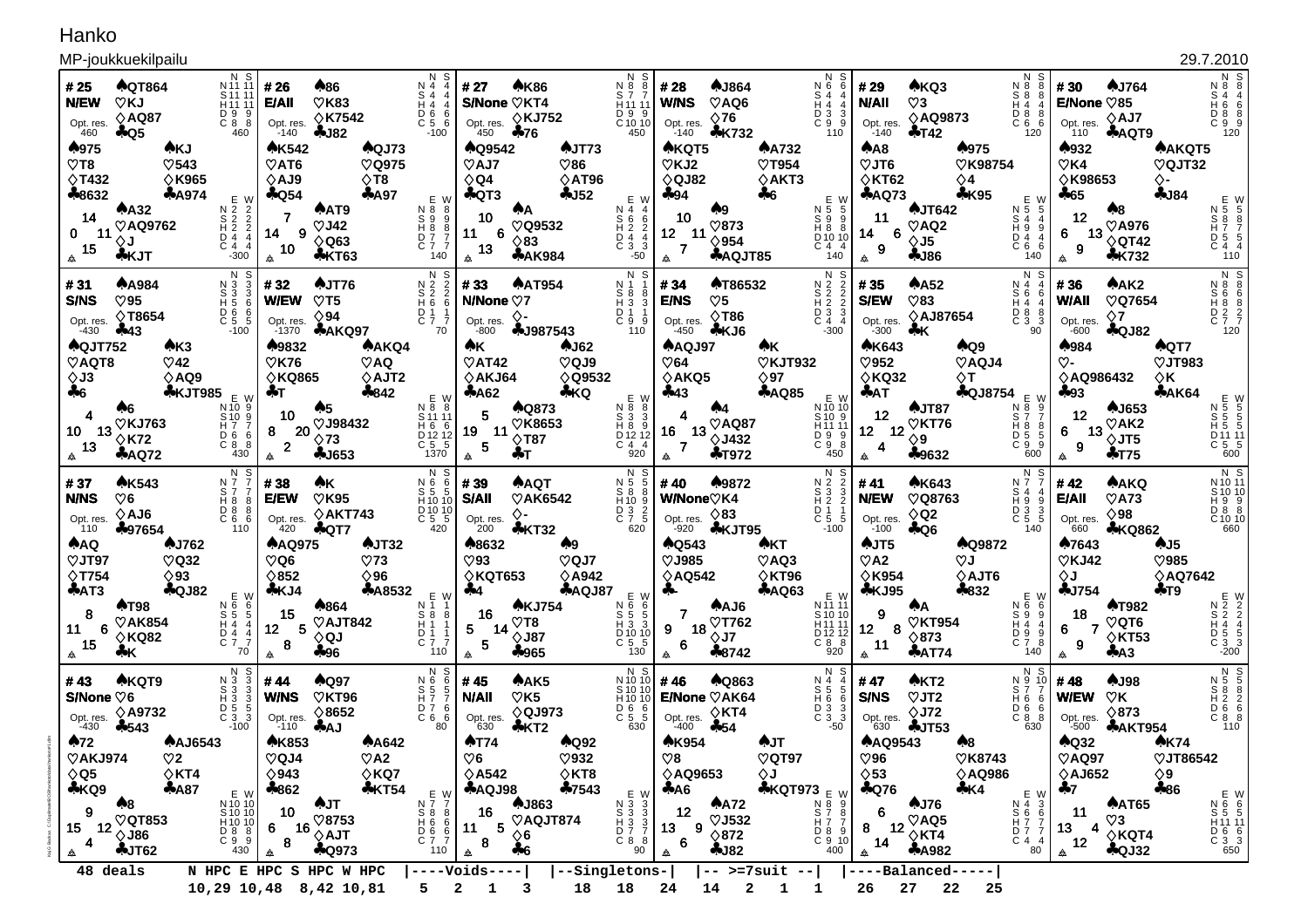# Hanko

MP-joukkuekilpailu — 29.7.2010

Double-dummy tricks are given per strain (N = notrump, S = spades, H = hearts, D = diamonds, C = clubs). The second value in each "Score" row is the score printed in that block.

---

### # 25 — N/EW — Opt. res. 460

| | Cards |
|---|---|
| North | ♠QT864 ♡KJ ◇AQ87 ♣Q5 |
| West | ♠975 ♡T8 ◇T432 ♣8632 |
| East | ♠KJ ♡543 ◇K965 ♣A974 |
| South | ♠A32 ♡AQ9762 ◇J ♣KJT |

HCP: N 14, W 0, E 11, S 15

| | N | S | | E | W |
|---|---|---|---|---|---|
| N | 11 | 11 | | 2 | 2 |
| S | 11 | 11 | | 2 | 2 |
| H | 11 | 11 | | 2 | 2 |
| D | 9 | 9 | | 4 | 4 |
| C | 8 | 8 | | 4 | 4 |
| Score | 460 | | | -300 | |

### # 26 — E/All — Opt. res. -140

| | Cards |
|---|---|
| North | ♠86 ♡K83 ◇K7542 ♣J82 |
| West | ♠K542 ♡AT6 ◇AJ9 ♣Q54 |
| East | ♠QJ73 ♡Q975 ◇T8 ♣A97 |
| South | ♠AT9 ♡J42 ◇Q63 ♣KT63 |

HCP: N 7, W 14, E 9, S 10

| | N | S | | E | W |
|---|---|---|---|---|---|
| N | 4 | 4 | | 8 | 8 |
| S | 4 | 4 | | 9 | 9 |
| H | 4 | 4 | | 8 | 8 |
| D | 6 | 6 | | 7 | 7 |
| C | 5 | 6 | | 7 | 7 |
| Score | -100 | | | 140 | |

### # 27 — S/None — Opt. res. 450

| | Cards |
|---|---|
| North | ♠K86 ♡KT4 ◇KJ752 ♣76 |
| West | ♠Q9542 ♡AJ7 ◇Q4 ♣QT3 |
| East | ♠JT73 ♡86 ◇AT96 ♣J52 |
| South | ♠A ♡Q9532 ◇83 ♣AK984 |

HCP: N 10, W 11, E 6, S 13

| | N | S | | E | W |
|---|---|---|---|---|---|
| N | 8 | 8 | | 4 | 4 |
| S | 7 | 7 | | 6 | 6 |
| H | 11 | 11 | | 2 | 2 |
| D | 9 | 9 | | 4 | 4 |
| C | 10 | 10 | | 3 | 3 |
| Score | 450 | | | -50 | |

### # 28 — W/NS — Opt. res. -140

| | Cards |
|---|---|
| North | ♠J864 ♡AQ6 ◇76 ♣K732 |
| West | ♠KQT5 ♡KJ2 ◇QJ82 ♣94 |
| East | ♠A732 ♡T954 ◇AKT3 ♣6 |
| South | ♠9 ♡873 ◇954 ♣AQJT85 |

HCP: N 10, W 12, E 11, S 7

| | N | S | | E | W |
|---|---|---|---|---|---|
| N | 6 | 6 | | 5 | 5 |
| S | 4 | 4 | | 9 | 9 |
| H | 4 | 4 | | 8 | 8 |
| D | 3 | 3 | | 10 | 10 |
| C | 9 | 9 | | 4 | 4 |
| Score | 110 | | | 140 | |

### # 29 — N/All — Opt. res. -140

| | Cards |
|---|---|
| North | ♠KQ3 ♡3 ◇AQ9873 ♣T42 |
| West | ♠A8 ♡JT6 ◇KT62 ♣AQ73 |
| East | ♠975 ♡K98754 ◇4 ♣K95 |
| South | ♠JT642 ♡AQ2 ◇J5 ♣J86 |

HCP: N 11, W 14, E 6, S 9

| | N | S | | E | W |
|---|---|---|---|---|---|
| N | 8 | 8 | | 5 | 5 |
| S | 8 | 8 | | 4 | 4 |
| H | 4 | 4 | | 9 | 9 |
| D | 8 | 8 | | 4 | 4 |
| C | 6 | 6 | | 6 | 6 |
| Score | 120 | | | 140 | |

### # 30 — E/None — Opt. res. 110

| | Cards |
|---|---|
| North | ♠J764 ♡85 ◇AJ7 ♣AQT9 |
| West | ♠932 ♡K4 ◇K98653 ♣65 |
| East | ♠AKQT5 ♡QJT32 ◇- ♣J84 |
| South | ♠8 ♡A976 ◇QT42 ♣K732 |

HCP: N 12, W 6, E 13, S 9

| | N | S | | E | W |
|---|---|---|---|---|---|
| N | 8 | 8 | | 5 | 5 |
| S | 4 | 4 | | 8 | 8 |
| H | 6 | 6 | | 7 | 7 |
| D | 8 | 8 | | 5 | 5 |
| C | 9 | 9 | | 4 | 4 |
| Score | 120 | | | 110 | |

### # 31 — S/NS — Opt. res. -430

| | Cards |
|---|---|
| North | ♠A984 ♡95 ◇T8654 ♣43 |
| West | ♠QJT752 ♡AQT8 ◇J3 ♣6 |
| East | ♠K3 ♡42 ◇AQ9 ♣KJT985 |
| South | ♠6 ♡KJ763 ◇K72 ♣AQ72 |

HCP: N 4, W 10, E 13, S 13

| | N | S | | E | W |
|---|---|---|---|---|---|
| N | 3 | 3 | | 10 | 9 |
| S | 3 | 3 | | 10 | 9 |
| H | 5 | 5 | | 7 | 7 |
| D | 6 | 6 | | 6 | 6 |
| C | 5 | 5 | | 8 | 8 |
| Score | -100 | | | 430 | |

### # 32 — W/EW — Opt. res. -1370

| | Cards |
|---|---|
| North | ♠JT76 ♡T5 ◇94 ♣AKQ97 |
| West | ♠9832 ♡K76 ◇KQ865 ♣T |
| East | ♠AKQ4 ♡AQ ◇AJT2 ♣842 |
| South | ♠5 ♡J98432 ◇73 ♣J653 |

HCP: N 10, W 8, E 20, S 2

| | N | S | | E | W |
|---|---|---|---|---|---|
| N | 2 | 2 | | 8 | 8 |
| S | 2 | 2 | | 11 | 11 |
| H | 6 | 6 | | 6 | 6 |
| D | 1 | 1 | | 12 | 12 |
| C | 7 | 7 | | 5 | 5 |
| Score | 70 | | | 1370 | |

### # 33 — N/None — Opt. res. -800

| | Cards |
|---|---|
| North | ♠AT954 ♡7 ◇- ♣J987543 |
| West | ♠K ♡AT42 ◇AKJ64 ♣A62 |
| East | ♠J62 ♡QJ9 ◇Q9532 ♣KQ |
| South | ♠Q873 ♡K8653 ◇T87 ♣T |

HCP: N 5, W 19, E 11, S 5

| | N | S | | E | W |
|---|---|---|---|---|---|
| N | 1 | 1 | | 8 | 8 |
| S | 8 | 8 | | 3 | 3 |
| H | 3 | 3 | | 8 | 9 |
| D | 1 | 1 | | 12 | 12 |
| C | 9 | 9 | | 4 | 4 |
| Score | 110 | | | 920 | |

### # 34 — E/NS — Opt. res. -450

| | Cards |
|---|---|
| North | ♠T86532 ♡5 ◇T86 ♣KJ6 |
| West | ♠AQJ97 ♡64 ◇AKQ5 ♣43 |
| East | ♠K ♡KJT932 ◇97 ♣AQ85 |
| South | ♠4 ♡AQ87 ◇J432 ♣T972 |

HCP: N 4, W 16, E 13, S 7

| | N | S | | E | W |
|---|---|---|---|---|---|
| N | 2 | 2 | | 10 | 10 |
| S | 2 | 2 | | 10 | 9 |
| H | 2 | 2 | | 11 | 11 |
| D | 3 | 3 | | 9 | 9 |
| C | 4 | 4 | | 9 | 8 |
| Score | -300 | | | 450 | |

### # 35 — S/EW — Opt. res. -300

| | Cards |
|---|---|
| North | ♠A52 ♡83 ◇AJ87654 ♣K |
| West | ♠K643 ♡952 ◇KQ32 ♣AT |
| East | ♠Q9 ♡AQJ4 ◇T ♣QJ8754 |
| South | ♠JT87 ♡KT76 ◇9 ♣9632 |

HCP: N 12, W 12, E 12, S 4

| | N | S | | E | W |
|---|---|---|---|---|---|
| N | 4 | 4 | | 8 | 9 |
| S | 6 | 6 | | 7 | 7 |
| H | 4 | 4 | | 8 | 8 |
| D | 8 | 8 | | 5 | 5 |
| C | 3 | 3 | | 9 | 9 |
| Score | 90 | | | 600 | |

### # 36 — W/All — Opt. res. -600

| | Cards |
|---|---|
| North | ♠AK2 ♡Q7654 ◇7 ♣QJ82 |
| West | ♠984 ♡- ◇AQ986432 ♣93 |
| East | ♠QT7 ♡JT983 ◇K ♣AK64 |
| South | ♠J653 ♡AK2 ◇JT5 ♣T75 |

HCP: N 12, W 6, E 13, S 9

| | N | S | | E | W |
|---|---|---|---|---|---|
| N | 8 | 8 | | 5 | 5 |
| S | 6 | 6 | | 5 | 5 |
| H | 8 | 8 | | 5 | 5 |
| D | 2 | 2 | | 11 | 11 |
| C | 7 | 7 | | 5 | 5 |
| Score | 120 | | | 600 | |

### # 37 — N/NS — Opt. res. 110

| | Cards |
|---|---|
| North | ♠K543 ♡6 ◇AJ6 ♣97654 |
| West | ♠AQ ♡JT97 ◇T754 ♣AT3 |
| East | ♠J762 ♡Q32 ◇93 ♣QJ82 |
| South | ♠T98 ♡AK854 ◇KQ82 ♣K |

HCP: N 8, W 11, E 6, S 15

| | N | S | | E | W |
|---|---|---|---|---|---|
| N | 7 | 7 | | 6 | 6 |
| S | 7 | 7 | | 5 | 5 |
| H | 8 | 8 | | 4 | 4 |
| D | 8 | 8 | | 4 | 4 |
| C | 6 | 6 | | 7 | 7 |
| Score | 110 | | | 70 | |

### # 38 — E/EW — Opt. res. 420

| | Cards |
|---|---|
| North | ♠K ♡K95 ◇AKT743 ♣QT7 |
| West | ♠AQ975 ♡Q6 ◇852 ♣KJ4 |
| East | ♠JT32 ♡73 ◇96 ♣A8532 |
| South | ♠864 ♡AJT842 ◇QJ ♣96 |

HCP: N 15, W 12, E 5, S 8

| | N | S | | E | W |
|---|---|---|---|---|---|
| N | 6 | 6 | | 1 | 1 |
| S | 5 | 5 | | 8 | 8 |
| H | 10 | 10 | | 1 | 1 |
| D | 10 | 10 | | 1 | 1 |
| C | 5 | 5 | | 7 | 7 |
| Score | 420 | | | 110 | |

### # 39 — S/All — Opt. res. 200

| | Cards |
|---|---|
| North | ♠AQT ♡AK6542 ◇- ♣KT32 |
| West | ♠8632 ♡93 ◇KQT653 ♣4 |
| East | ♠9 ♡QJ7 ◇A942 ♣AQJ87 |
| South | ♠KJ754 ♡T8 ◇J87 ♣965 |

HCP: N 16, W 5, E 14, S 5

| | N | S | | E | W |
|---|---|---|---|---|---|
| N | 5 | 5 | | 6 | 6 |
| S | 8 | 8 | | 5 | 5 |
| H | 10 | 9 | | 3 | 3 |
| D | 3 | 2 | | 10 | 10 |
| C | 7 | 5 | | 5 | 5 |
| Score | 620 | | | 130 | |

### # 40 — W/None — Opt. res. -920

| | Cards |
|---|---|
| North | ♠9872 ♡K4 ◇83 ♣KJT95 |
| West | ♠Q543 ♡J985 ◇AQ542 ♣- |
| East | ♠KT ♡AQ3 ◇KT96 ♣AQ63 |
| South | ♠AJ6 ♡T762 ◇J7 ♣8742 |

HCP: N 7, W 9, E 18, S 6

| | N | S | | E | W |
|---|---|---|---|---|---|
| N | 2 | 2 | | 11 | 11 |
| S | 3 | 3 | | 10 | 10 |
| H | 2 | 2 | | 11 | 11 |
| D | 1 | 1 | | 12 | 12 |
| C | 5 | 5 | | 8 | 8 |
| Score | -100 | | | 920 | |

### # 41 — N/EW — Opt. res. -100

| | Cards |
|---|---|
| North | ♠K643 ♡Q8763 ◇Q2 ♣Q6 |
| West | ♠JT5 ♡A2 ◇K954 ♣KJ95 |
| East | ♠Q9872 ♡J ◇AJT6 ♣832 |
| South | ♠A ♡KT954 ◇873 ♣AT74 |

HCP: N 9, W 12, E 8, S 11

| | N | S | | E | W |
|---|---|---|---|---|---|
| N | 7 | 7 | | 6 | 6 |
| S | 4 | 4 | | 9 | 9 |
| H | 9 | 9 | | 4 | 4 |
| D | 3 | 3 | | 9 | 9 |
| C | 5 | 5 | | 7 | 7 |
| Score | 140 | | | 140 | |

### # 42 — E/All — Opt. res. 660

| | Cards |
|---|---|
| North | ♠AKQ ♡A73 ◇98 ♣KQ862 |
| West | ♠7643 ♡KJ42 ◇J ♣J754 |
| East | ♠J5 ♡985 ◇AQ7642 ♣T9 |
| South | ♠T982 ♡QT6 ◇KT53 ♣A3 |

HCP: N 18, W 6, E 7, S 9

| | N | S | | E | W |
|---|---|---|---|---|---|
| N | 10 | 11 | | 2 | 2 |
| S | 10 | 10 | | 2 | 2 |
| H | 9 | 9 | | 4 | 4 |
| D | 8 | 8 | | 5 | 5 |
| C | 10 | 10 | | 3 | 3 |
| Score | 660 | | | -200 | |

### # 43 — S/None — Opt. res. -430

| | Cards |
|---|---|
| North | ♠KQT9 ♡6 ◇A9732 ♣543 |
| West | ♠72 ♡AKJ974 ◇Q5 ♣KQ9 |
| East | ♠AJ6543 ♡2 ◇KT4 ♣A87 |
| South | ♠8 ♡QT853 ◇J86 ♣JT62 |

HCP: N 9, W 15, E 12, S 4

| | N | S | | E | W |
|---|---|---|---|---|---|
| N | 3 | 3 | | 10 | 10 |
| S | 3 | 3 | | 10 | 10 |
| H | 3 | 3 | | 10 | 10 |
| D | 5 | 5 | | 8 | 8 |
| C | 3 | 3 | | 9 | 9 |
| Score | -100 | | | 430 | |

### # 44 — W/NS — Opt. res. -110

| | Cards |
|---|---|
| North | ♠Q97 ♡KT96 ◇8652 ♣AJ |
| West | ♠K853 ♡QJ4 ◇943 ♣862 |
| East | ♠A642 ♡A2 ◇KQ7 ♣KT54 |
| South | ♠JT ♡8753 ◇AJT ♣Q973 |

HCP: N 10, W 6, E 16, S 8

| | N | S | | E | W |
|---|---|---|---|---|---|
| N | 6 | 6 | | 7 | 7 |
| S | 5 | 5 | | 8 | 8 |
| H | 7 | 7 | | 6 | 6 |
| D | 7 | 6 | | 6 | 6 |
| C | 6 | 6 | | 7 | 7 |
| Score | 80 | | | 110 | |

### # 45 — N/All — Opt. res. 630

| | Cards |
|---|---|
| North | ♠AK5 ♡K5 ◇QJ973 ♣KT2 |
| West | ♠T74 ♡6 ◇A542 ♣AQJ98 |
| East | ♠Q92 ♡932 ◇KT8 ♣7543 |
| South | ♠J863 ♡AQJT874 ◇6 ♣6 |

HCP: N 16, W 11, E 5, S 8

| | N | S | | E | W |
|---|---|---|---|---|---|
| N | 10 | 10 | | 3 | 3 |
| S | 10 | 10 | | 3 | 3 |
| H | 10 | 10 | | 3 | 3 |
| D | 6 | 6 | | 7 | 7 |
| C | 5 | 5 | | 8 | 8 |
| Score | 630 | | | 90 | |

### # 46 — E/None — Opt. res. -400

| | Cards |
|---|---|
| North | ♠Q863 ♡AK64 ◇KT4 ♣54 |
| West | ♠K954 ♡8 ◇AQ9653 ♣A6 |
| East | ♠JT ♡QT97 ◇J ♣KQT973 |
| South | ♠A72 ♡J532 ◇872 ♣J82 |

HCP: N 12, W 13, E 9, S 6

| | N | S | | E | W |
|---|---|---|---|---|---|
| N | 4 | 4 | | 8 | 9 |
| S | 5 | 5 | | 7 | 8 |
| H | 6 | 6 | | 7 | 7 |
| D | 3 | 3 | | 8 | 9 |
| C | 3 | 3 | | 9 | 10 |
| Score | -50 | | | 400 | |

### # 47 — S/NS — Opt. res. 630

| | Cards |
|---|---|
| North | ♠KT2 ♡JT2 ◇J72 ♣JT53 |
| West | ♠AQ9543 ♡96 ◇53 ♣Q76 |
| East | ♠8 ♡K8743 ◇AQ986 ♣K4 |
| South | ♠J76 ♡AQ5 ◇KT4 ♣A982 |

HCP: N 6, W 8, E 12, S 14

| | N | S | | E | W |
|---|---|---|---|---|---|
| N | 9 | 10 | | 4 | 3 |
| S | 7 | 7 | | 6 | 6 |
| H | 6 | 6 | | 7 | 7 |
| D | 6 | 6 | | 7 | 7 |
| C | 8 | 8 | | 4 | 4 |
| Score | 630 | | | 80 | |

### # 48 — W/EW — Opt. res. -500

| | Cards |
|---|---|
| North | ♠J98 ♡K ◇873 ♣AKT954 |
| West | ♠Q32 ♡AQ97 ◇AJ652 ♣7 |
| East | ♠K74 ♡JT86542 ◇9 ♣86 |
| South | ♠AT65 ♡3 ◇KQT4 ♣QJ32 |

HCP: N 11, W 13, E 4, S 12

| | N | S | | E | W |
|---|---|---|---|---|---|
| N | 5 | 5 | | 6 | 6 |
| S | 8 | 8 | | 5 | 5 |
| H | 2 | 2 | | 11 | 11 |
| D | 6 | 6 | | 6 | 6 |
| C | 8 | 8 | | 3 | 3 |
| Score | 110 | | | 650 | |

---

```
 48 deals    N HPC E HPC S HPC W HPC  |----Voids----|  |--Singletons-|  |-- >=7suit --|  |----Balanced-----|
             10,29 10,48  8,42 10,81    5   2   1   3    18  18  24  14    2   1   1        26  27  22  25
```